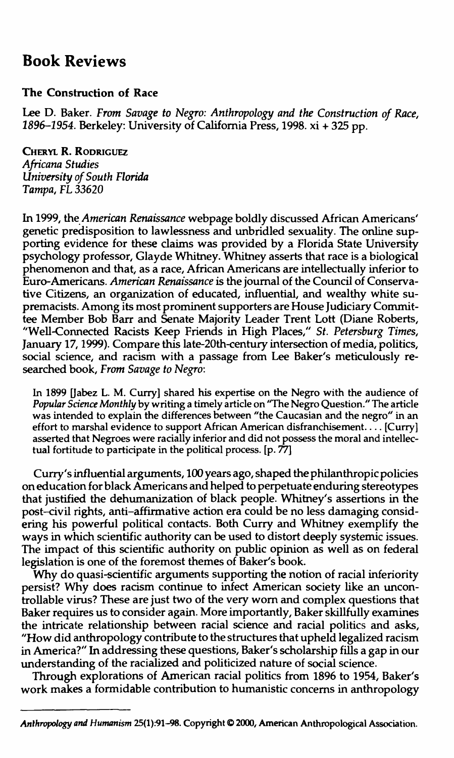# Book Reviews

## The Construction of Race

Lee D. Baker. *From Savage to Negro: Anthropology and the Construction of Race, 1896–1954*. Berkeley: University of California Press, 1998. xi + 325 pp.

**Cheryl R. Rodriguez**
*Africana Studies*
*University of South Florida*
*Tampa, FL 33620*

In 1999, the *American Renaissance* webpage boldly discussed African Americans' genetic predisposition to lawlessness and unbridled sexuality. The online supporting evidence for these claims was provided by a Florida State University psychology professor, Glayde Whitney. Whitney asserts that race is a biological phenomenon and that, as a race, African Americans are intellectually inferior to Euro-Americans. *American Renaissance* is the journal of the Council of Conservative Citizens, an organization of educated, influential, and wealthy white supremacists. Among its most prominent supporters are House Judiciary Committee Member Bob Barr and Senate Majority Leader Trent Lott (Diane Roberts, "Well-Connected Racists Keep Friends in High Places," *St. Petersburg Times*, January 17, 1999). Compare this late-20th-century intersection of media, politics, social science, and racism with a passage from Lee Baker's meticulously researched book, *From Savage to Negro*:

> In 1899 [Jabez L. M. Curry] shared his expertise on the Negro with the audience of *Popular Science Monthly* by writing a timely article on "The Negro Question." The article was intended to explain the differences between "the Caucasian and the negro" in an effort to marshal evidence to support African American disfranchisement. . . . [Curry] asserted that Negroes were racially inferior and did not possess the moral and intellectual fortitude to participate in the political process. [p. 77]

Curry's influential arguments, 100 years ago, shaped the philanthropic policies on education for black Americans and helped to perpetuate enduring stereotypes that justified the dehumanization of black people. Whitney's assertions in the post–civil rights, anti–affirmative action era could be no less damaging considering his powerful political contacts. Both Curry and Whitney exemplify the ways in which scientific authority can be used to distort deeply systemic issues. The impact of this scientific authority on public opinion as well as on federal legislation is one of the foremost themes of Baker's book.

Why do quasi-scientific arguments supporting the notion of racial inferiority persist? Why does racism continue to infect American society like an uncontrollable virus? These are just two of the very worn and complex questions that Baker requires us to consider again. More importantly, Baker skillfully examines the intricate relationship between racial science and racial politics and asks, "How did anthropology contribute to the structures that upheld legalized racism in America?" In addressing these questions, Baker's scholarship fills a gap in our understanding of the racialized and politicized nature of social science.

Through explorations of American racial politics from 1896 to 1954, Baker's work makes a formidable contribution to humanistic concerns in anthropology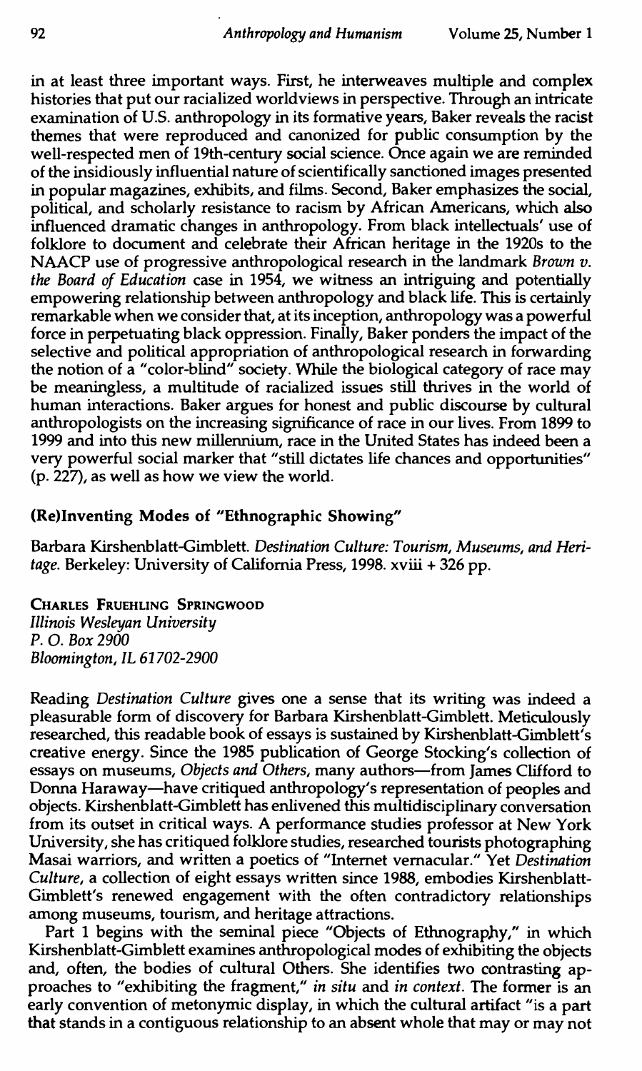in at least three important ways. First, he interweaves multiple and complex histories that put our racialized worldviews in perspective. Through an intricate examination of U.S. anthropology in its formative years, Baker reveals the racist themes that were reproduced and canonized for public consumption by the well-respected men of 19th-century social science. Once again we are reminded of the insidiously influential nature of scientifically sanctioned images presented in popular magazines, exhibits, and films. Second, Baker emphasizes the social, political, and scholarly resistance to racism by African Americans, which also influenced dramatic changes in anthropology. From black intellectuals' use of folklore to document and celebrate their African heritage in the 1920s to the NAACP use of progressive anthropological research in the landmark *Brown v. the Board of Education* case in 1954, we witness an intriguing and potentially empowering relationship between anthropology and black life. This is certainly remarkable when we consider that, at its inception, anthropology was a powerful force in perpetuating black oppression. Finally, Baker ponders the impact of the selective and political appropriation of anthropological research in forwarding the notion of a "color-blind" society. While the biological category of race may be meaningless, a multitude of racialized issues still thrives in the world of human interactions. Baker argues for honest and public discourse by cultural anthropologists on the increasing significance of race in our lives. From 1899 to 1999 and into this new millennium, race in the United States has indeed been a very powerful social marker that "still dictates life chances and opportunities" (p. 227), as well as how we view the world.

## (Re)Inventing Modes of "Ethnographic Showing"

Barbara Kirshenblatt-Gimblett. *Destination Culture: Tourism, Museums, and Heritage.* Berkeley: University of California Press, 1998. xviii + 326 pp.

**Charles Fruehling Springwood**
*Illinois Wesleyan University*
*P. O. Box 2900*
*Bloomington, IL 61702-2900*

Reading *Destination Culture* gives one a sense that its writing was indeed a pleasurable form of discovery for Barbara Kirshenblatt-Gimblett. Meticulously researched, this readable book of essays is sustained by Kirshenblatt-Gimblett's creative energy. Since the 1985 publication of George Stocking's collection of essays on museums, *Objects and Others*, many authors—from James Clifford to Donna Haraway—have critiqued anthropology's representation of peoples and objects. Kirshenblatt-Gimblett has enlivened this multidisciplinary conversation from its outset in critical ways. A performance studies professor at New York University, she has critiqued folklore studies, researched tourists photographing Masai warriors, and written a poetics of "Internet vernacular." Yet *Destination Culture*, a collection of eight essays written since 1988, embodies Kirshenblatt-Gimblett's renewed engagement with the often contradictory relationships among museums, tourism, and heritage attractions.

Part 1 begins with the seminal piece "Objects of Ethnography," in which Kirshenblatt-Gimblett examines anthropological modes of exhibiting the objects and, often, the bodies of cultural Others. She identifies two contrasting approaches to "exhibiting the fragment," *in situ* and *in context*. The former is an early convention of metonymic display, in which the cultural artifact "is a part that stands in a contiguous relationship to an absent whole that may or may not